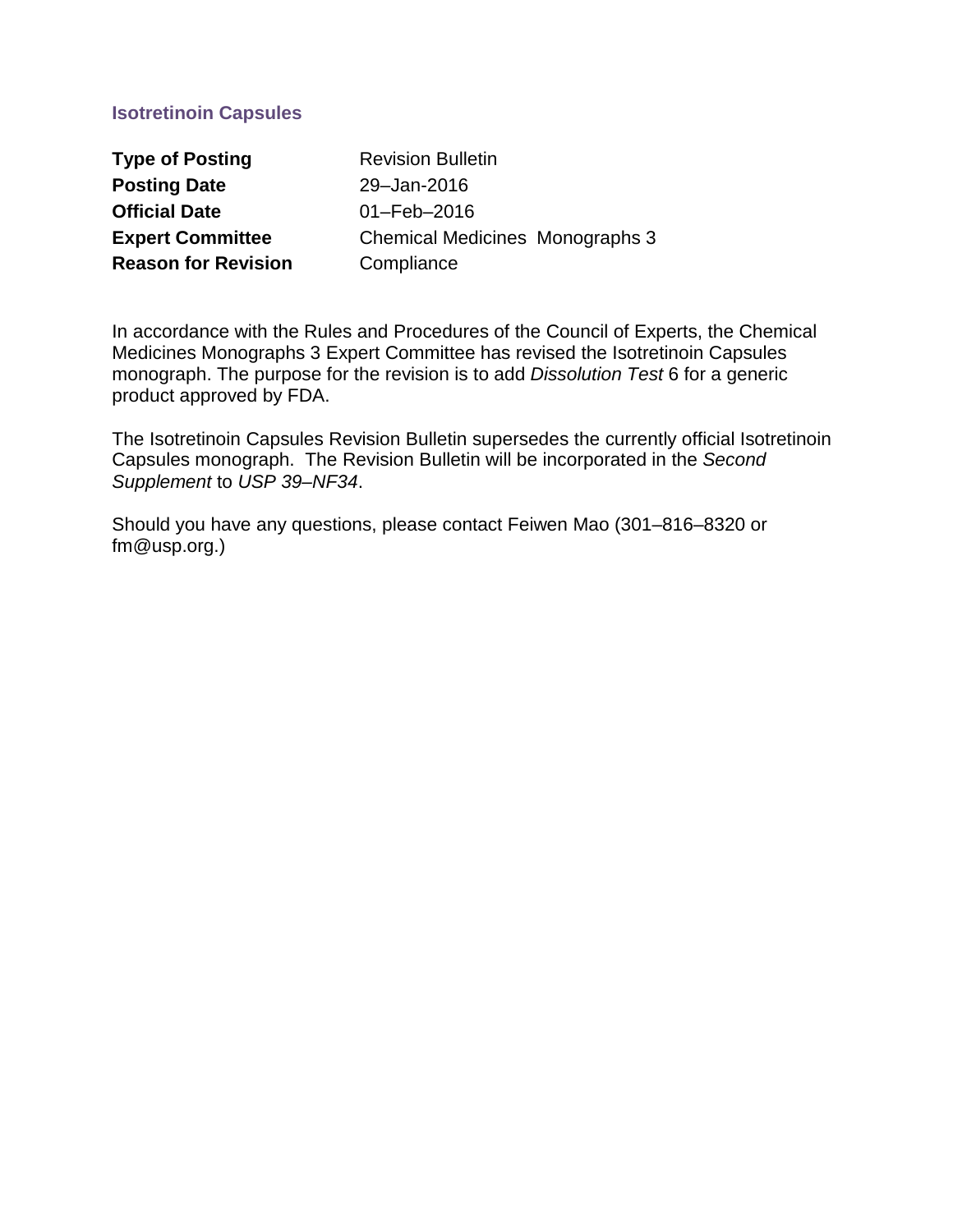## Isotretinoin Capsules

| | |
|---|---|
| **Type of Posting** | Revision Bulletin |
| **Posting Date** | 29–Jan-2016 |
| **Official Date** | 01–Feb–2016 |
| **Expert Committee** | Chemical Medicines Monographs 3 |
| **Reason for Revision** | Compliance |

In accordance with the Rules and Procedures of the Council of Experts, the Chemical Medicines Monographs 3 Expert Committee has revised the Isotretinoin Capsules monograph. The purpose for the revision is to add *Dissolution Test* 6 for a generic product approved by FDA.

The Isotretinoin Capsules Revision Bulletin supersedes the currently official Isotretinoin Capsules monograph. The Revision Bulletin will be incorporated in the *Second Supplement* to *USP 39–NF34*.

Should you have any questions, please contact Feiwen Mao (301–816–8320 or fm@usp.org.)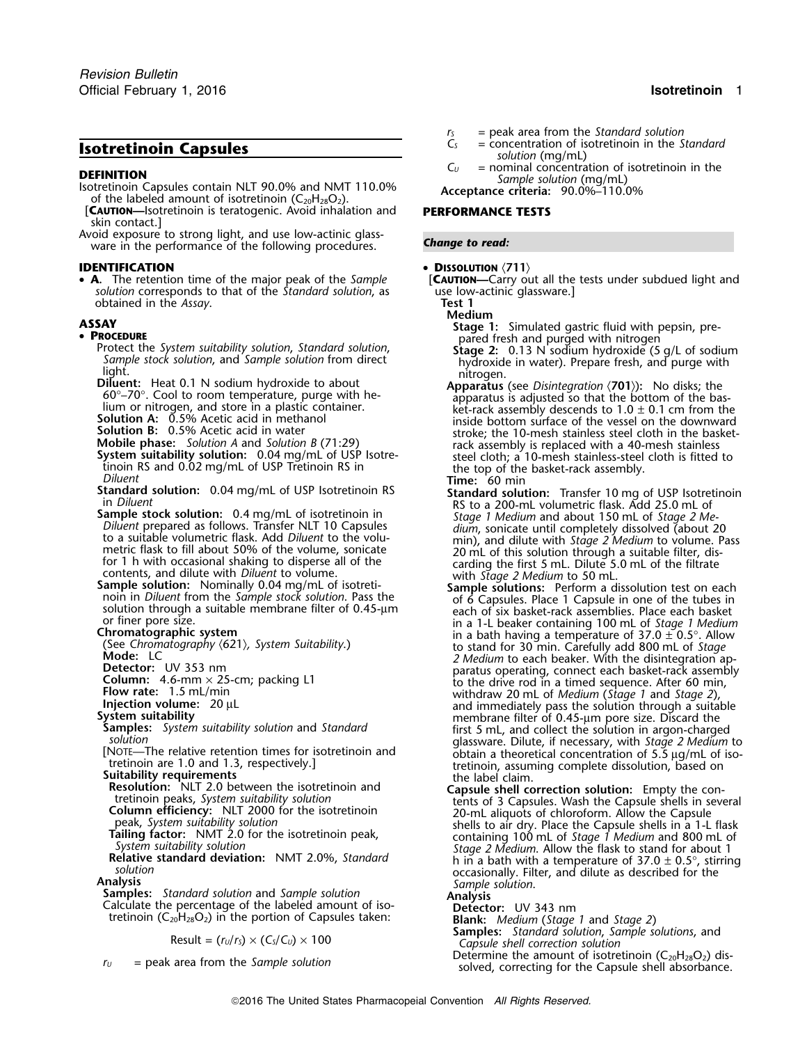# Isotretinoin Capsules

## DEFINITION

Isotretinoin Capsules contain NLT 90.0% and NMT 110.0% of the labeled amount of isotretinoin ($C_{20}H_{28}O_2$).

[**CAUTION**—Isotretinoin is teratogenic. Avoid inhalation and skin contact.]

Avoid exposure to strong light, and use low-actinic glassware in the performance of the following procedures.

## IDENTIFICATION

- **A.** The retention time of the major peak of the *Sample solution* corresponds to that of the *Standard solution*, as obtained in the *Assay*.

## ASSAY

- **PROCEDURE**

Protect the *System suitability solution*, *Standard solution*, *Sample stock solution*, and *Sample solution* from direct light.

**Diluent:** Heat 0.1 N sodium hydroxide to about 60°–70°. Cool to room temperature, purge with helium or nitrogen, and store in a plastic container.

**Solution A:** 0.5% Acetic acid in methanol

**Solution B:** 0.5% Acetic acid in water

**Mobile phase:** *Solution A* and *Solution B* (71:29)

**System suitability solution:** 0.04 mg/mL of USP Isotretinoin RS and 0.02 mg/mL of USP Tretinoin RS in *Diluent*

**Standard solution:** 0.04 mg/mL of USP Isotretinoin RS in *Diluent*

**Sample stock solution:** 0.4 mg/mL of isotretinoin in *Diluent* prepared as follows. Transfer NLT 10 Capsules to a suitable volumetric flask. Add *Diluent* to the volumetric flask to fill about 50% of the volume, sonicate for 1 h with occasional shaking to disperse all of the contents, and dilute with *Diluent* to volume.

**Sample solution:** Nominally 0.04 mg/mL of isotretinoin in *Diluent* from the *Sample stock solution*. Pass the solution through a suitable membrane filter of 0.45-µm or finer pore size.

**Chromatographic system**

(See *Chromatography* ⟨621⟩, *System Suitability*.)

**Mode:** LC

**Detector:** UV 353 nm

**Column:** 4.6-mm × 25-cm; packing L1

**Flow rate:** 1.5 mL/min

**Injection volume:** 20 µL

**System suitability**

**Samples:** *System suitability solution* and *Standard solution*

[NOTE—The relative retention times for isotretinoin and tretinoin are 1.0 and 1.3, respectively.]

**Suitability requirements**

**Resolution:** NLT 2.0 between the isotretinoin and tretinoin peaks, *System suitability solution*

**Column efficiency:** NLT 2000 for the isotretinoin peak, *System suitability solution*

**Tailing factor:** NMT 2.0 for the isotretinoin peak, *System suitability solution*

**Relative standard deviation:** NMT 2.0%, *Standard solution*

**Analysis**

**Samples:** *Standard solution* and *Sample solution*

Calculate the percentage of the labeled amount of isotretinoin ($C_{20}H_{28}O_2$) in the portion of Capsules taken:

$$\text{Result} = (r_U/r_S) \times (C_S/C_U) \times 100$$

$r_U$ = peak area from the *Sample solution*

$r_S$ = peak area from the *Standard solution*

$C_S$ = concentration of isotretinoin in the *Standard solution* (mg/mL)

$C_U$ = nominal concentration of isotretinoin in the *Sample solution* (mg/mL)

**Acceptance criteria:** 90.0%–110.0%

## PERFORMANCE TESTS

*Change to read:*

- **DISSOLUTION** ⟨711⟩

[**CAUTION**—Carry out all the tests under subdued light and use low-actinic glassware.]

**Test 1**

**Medium**

**Stage 1:** Simulated gastric fluid with pepsin, prepared fresh and purged with nitrogen

**Stage 2:** 0.13 N sodium hydroxide (5 g/L of sodium hydroxide in water). Prepare fresh, and purge with nitrogen.

**Apparatus** (see *Disintegration* ⟨**701**⟩)**:** No disks; the apparatus is adjusted so that the bottom of the basket-rack assembly descends to 1.0 ± 0.1 cm from the inside bottom surface of the vessel on the downward stroke; the 10-mesh stainless steel cloth in the basket-rack assembly is replaced with a 40-mesh stainless steel cloth; a 10-mesh stainless-steel cloth is fitted to the top of the basket-rack assembly.

**Time:** 60 min

**Standard solution:** Transfer 10 mg of USP Isotretinoin RS to a 200-mL volumetric flask. Add 25.0 mL of *Stage 1 Medium* and about 150 mL of *Stage 2 Medium*, sonicate until completely dissolved (about 20 min), and dilute with *Stage 2 Medium* to volume. Pass 20 mL of this solution through a suitable filter, discarding the first 5 mL. Dilute 5.0 mL of the filtrate with *Stage 2 Medium* to 50 mL.

**Sample solutions:** Perform a dissolution test on each of 6 Capsules. Place 1 Capsule in one of the tubes in each of six basket-rack assemblies. Place each basket in a 1-L beaker containing 100 mL of *Stage 1 Medium* in a bath having a temperature of 37.0 ± 0.5°. Allow to stand for 30 min. Carefully add 800 mL of *Stage 2 Medium* to each beaker. With the disintegration apparatus operating, connect each basket-rack assembly to the drive rod in a timed sequence. After 60 min, withdraw 20 mL of *Medium* (*Stage 1* and *Stage 2*), and immediately pass the solution through a suitable membrane filter of 0.45-µm pore size. Discard the first 5 mL, and collect the solution in argon-charged glassware. Dilute, if necessary, with *Stage 2 Medium* to obtain a theoretical concentration of 5.5 µg/mL of isotretinoin, assuming complete dissolution, based on the label claim.

**Capsule shell correction solution:** Empty the contents of 3 Capsules. Wash the Capsule shells in several 20-mL aliquots of chloroform. Allow the Capsule shells to air dry. Place the Capsule shells in a 1-L flask containing 100 mL of *Stage 1 Medium* and 800 mL of *Stage 2 Medium*. Allow the flask to stand for about 1 h in a bath with a temperature of 37.0 ± 0.5°, stirring occasionally. Filter, and dilute as described for the *Sample solution*.

**Analysis**

**Detector:** UV 343 nm

**Blank:** *Medium* (*Stage 1* and *Stage 2*)

**Samples:** *Standard solution*, *Sample solutions*, and *Capsule shell correction solution*

Determine the amount of isotretinoin ($C_{20}H_{28}O_2$) dissolved, correcting for the Capsule shell absorbance.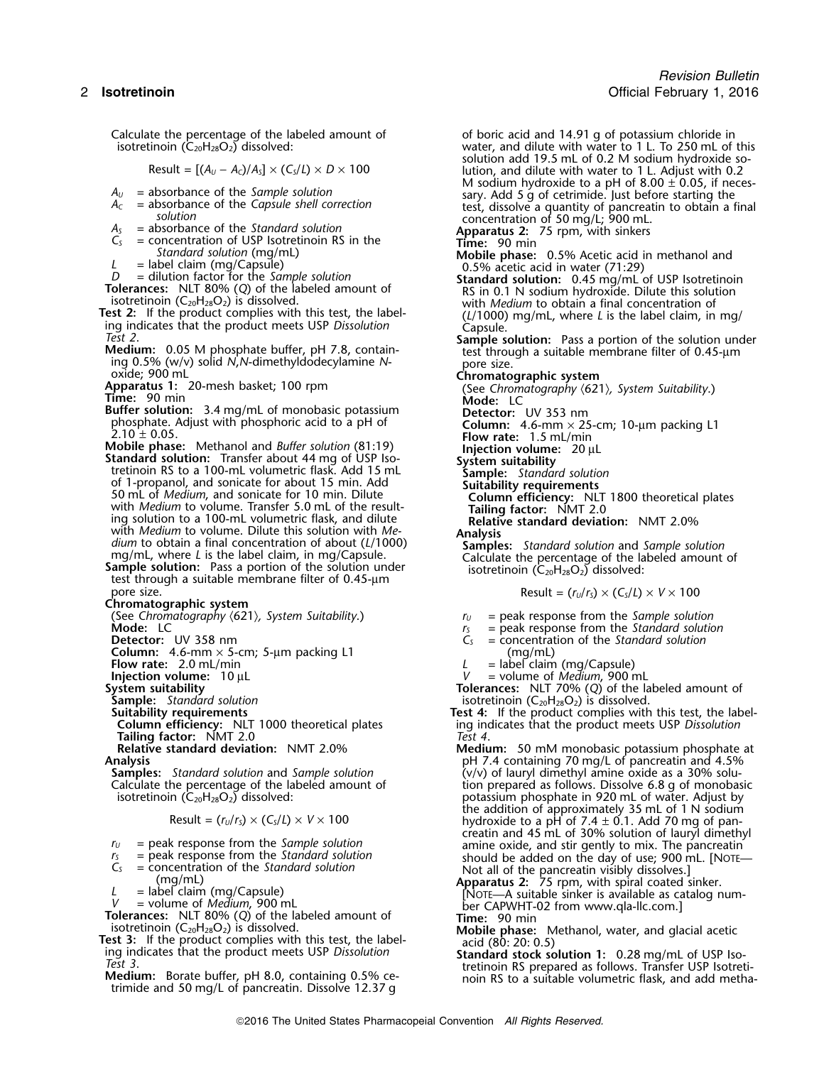Calculate the percentage of the labeled amount of isotretinoin ($C_{20}H_{28}O_2$) dissolved:

$$\text{Result} = [(A_U - A_C)/A_S] \times (C_S/L) \times D \times 100$$

- $A_U$ = absorbance of the *Sample solution*
- $A_C$ = absorbance of the *Capsule shell correction solution*
- $A_S$ = absorbance of the *Standard solution*
- $C_S$ = concentration of USP Isotretinoin RS in the *Standard solution* (mg/mL)
- $L$ = label claim (mg/Capsule)
- $D$ = dilution factor for the *Sample solution*

**Tolerances:** NLT 80% (*Q*) of the labeled amount of isotretinoin ($C_{20}H_{28}O_2$) is dissolved.

**Test 2:** If the product complies with this test, the labeling indicates that the product meets USP *Dissolution Test 2*.

**Medium:** 0.05 M phosphate buffer, pH 7.8, containing 0.5% (w/v) solid *N*,*N*-dimethyldodecylamine *N*-oxide; 900 mL

**Apparatus 1:** 20-mesh basket; 100 rpm

**Time:** 90 min

**Buffer solution:** 3.4 mg/mL of monobasic potassium phosphate. Adjust with phosphoric acid to a pH of 2.10 ± 0.05.

**Mobile phase:** Methanol and *Buffer solution* (81:19)

**Standard solution:** Transfer about 44 mg of USP Isotretinoin RS to a 100-mL volumetric flask. Add 15 mL of 1-propanol, and sonicate for about 15 min. Add 50 mL of *Medium*, and sonicate for 10 min. Dilute with *Medium* to volume. Transfer 5.0 mL of the resulting solution to a 100-mL volumetric flask, and dilute with *Medium* to volume. Dilute this solution with *Medium* to obtain a final concentration of about ($L$/1000) mg/mL, where $L$ is the label claim, in mg/Capsule.

**Sample solution:** Pass a portion of the solution under test through a suitable membrane filter of 0.45-µm pore size.

**Chromatographic system**

(See *Chromatography* ⟨621⟩*, System Suitability.*)

**Mode:** LC

**Detector:** UV 358 nm

**Column:** 4.6-mm × 5-cm; 5-µm packing L1

**Flow rate:** 2.0 mL/min

**Injection volume:** 10 µL

**System suitability**

**Sample:** *Standard solution*

**Suitability requirements**

**Column efficiency:** NLT 1000 theoretical plates

**Tailing factor:** NMT 2.0

**Relative standard deviation:** NMT 2.0%

**Analysis**

**Samples:** *Standard solution* and *Sample solution*

Calculate the percentage of the labeled amount of isotretinoin ($C_{20}H_{28}O_2$) dissolved:

$$\text{Result} = (r_U/r_S) \times (C_S/L) \times V \times 100$$

- $r_U$ = peak response from the *Sample solution*
- $r_S$ = peak response from the *Standard solution*
- $C_S$ = concentration of the *Standard solution* (mg/mL)
- $L$ = label claim (mg/Capsule)
- $V$ = volume of *Medium*, 900 mL

**Tolerances:** NLT 80% (*Q*) of the labeled amount of isotretinoin ($C_{20}H_{28}O_2$) is dissolved.

**Test 3:** If the product complies with this test, the labeling indicates that the product meets USP *Dissolution Test 3*.

**Medium:** Borate buffer, pH 8.0, containing 0.5% cetrimide and 50 mg/L of pancreatin. Dissolve 12.37 g of boric acid and 14.91 g of potassium chloride in water, and dilute with water to 1 L. To 250 mL of this solution add 19.5 mL of 0.2 M sodium hydroxide solution, and dilute with water to 1 L. Adjust with 0.2 M sodium hydroxide to a pH of 8.00 ± 0.05, if necessary. Add 5 g of cetrimide. Just before starting the test, dissolve a quantity of pancreatin to obtain a final concentration of 50 mg/L; 900 mL.

**Apparatus 2:** 75 rpm, with sinkers

**Time:** 90 min

**Mobile phase:** 0.5% Acetic acid in methanol and 0.5% acetic acid in water (71:29)

**Standard solution:** 0.45 mg/mL of USP Isotretinoin RS in 0.1 N sodium hydroxide. Dilute this solution with *Medium* to obtain a final concentration of ($L$/1000) mg/mL, where $L$ is the label claim, in mg/Capsule.

**Sample solution:** Pass a portion of the solution under test through a suitable membrane filter of 0.45-µm pore size.

**Chromatographic system**

(See *Chromatography* ⟨621⟩*, System Suitability.*)

**Mode:** LC

**Detector:** UV 353 nm

**Column:** 4.6-mm × 25-cm; 10-µm packing L1

**Flow rate:** 1.5 mL/min

**Injection volume:** 20 µL

**System suitability**

**Sample:** *Standard solution*

**Suitability requirements**

**Column efficiency:** NLT 1800 theoretical plates

**Tailing factor:** NMT 2.0

**Relative standard deviation:** NMT 2.0%

**Analysis**

**Samples:** *Standard solution* and *Sample solution*

Calculate the percentage of the labeled amount of isotretinoin ($C_{20}H_{28}O_2$) dissolved:

$$\text{Result} = (r_U/r_S) \times (C_S/L) \times V \times 100$$

- $r_U$ = peak response from the *Sample solution*
- $r_S$ = peak response from the *Standard solution*
- $C_S$ = concentration of the *Standard solution* (mg/mL)
- $L$ = label claim (mg/Capsule)
- $V$ = volume of *Medium*, 900 mL

**Tolerances:** NLT 70% (*Q*) of the labeled amount of isotretinoin ($C_{20}H_{28}O_2$) is dissolved.

**Test 4:** If the product complies with this test, the labeling indicates that the product meets USP *Dissolution Test 4*.

**Medium:** 50 mM monobasic potassium phosphate at pH 7.4 containing 70 mg/L of pancreatin and 4.5% (v/v) of lauryl dimethyl amine oxide as a 30% solution prepared as follows. Dissolve 6.8 g of monobasic potassium phosphate in 920 mL of water. Adjust by the addition of approximately 35 mL of 1 N sodium hydroxide to a pH of 7.4 ± 0.1. Add 70 mg of pancreatin and 45 mL of 30% solution of lauryl dimethyl amine oxide, and stir gently to mix. The pancreatin should be added on the day of use; 900 mL. [NOTE—Not all of the pancreatin visibly dissolves.]

**Apparatus 2:** 75 rpm, with spiral coated sinker. [NOTE—A suitable sinker is available as catalog number CAPWHT-02 from www.qla-llc.com.]

**Time:** 90 min

**Mobile phase:** Methanol, water, and glacial acetic acid (80: 20: 0.5)

**Standard stock solution 1:** 0.28 mg/mL of USP Isotretinoin RS prepared as follows. Transfer USP Isotretinoin RS to a suitable volumetric flask, and add metha-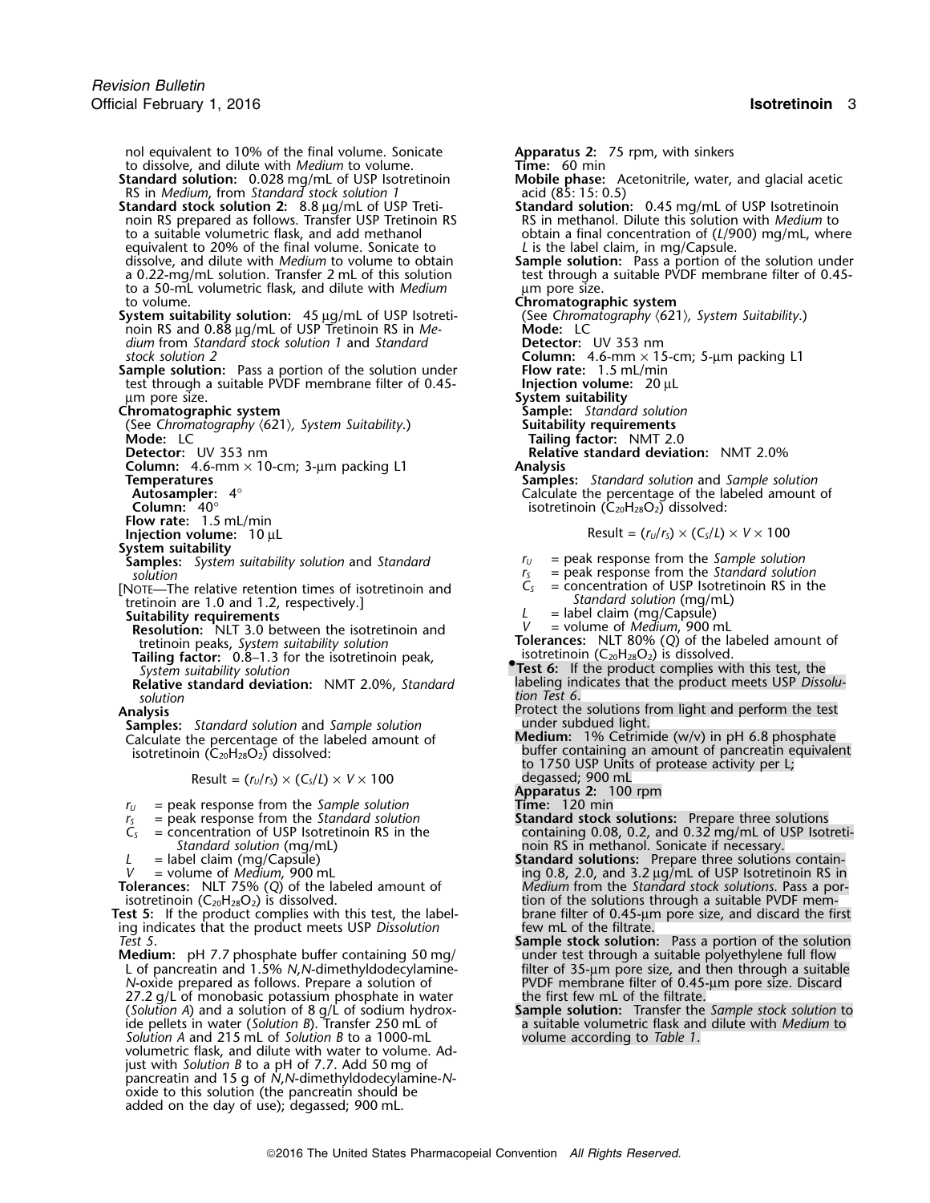nol equivalent to 10% of the final volume. Sonicate to dissolve, and dilute with *Medium* to volume.

**Standard solution:** 0.028 mg/mL of USP Isotretinoin RS in *Medium*, from *Standard stock solution 1*

**Standard stock solution 2:** 8.8 µg/mL of USP Tretinoin RS prepared as follows. Transfer USP Tretinoin RS to a suitable volumetric flask, and add methanol equivalent to 20% of the final volume. Sonicate to dissolve, and dilute with *Medium* to volume to obtain a 0.22-mg/mL solution. Transfer 2 mL of this solution to a 50-mL volumetric flask, and dilute with *Medium* to volume.

**System suitability solution:** 45 µg/mL of USP Isotretinoin RS and 0.88 µg/mL of USP Tretinoin RS in *Medium* from *Standard stock solution 1* and *Standard stock solution 2*

**Sample solution:** Pass a portion of the solution under test through a suitable PVDF membrane filter of 0.45-µm pore size.

**Chromatographic system**

(See *Chromatography* ⟨621⟩, *System Suitability*.)

**Mode:** LC

**Detector:** UV 353 nm

**Column:** 4.6-mm × 10-cm; 3-µm packing L1

**Temperatures**

**Autosampler:** 4°

**Column:** 40°

**Flow rate:** 1.5 mL/min

**Injection volume:** 10 µL

**System suitability**

**Samples:** *System suitability solution* and *Standard solution*

[NOTE—The relative retention times of isotretinoin and tretinoin are 1.0 and 1.2, respectively.]

**Suitability requirements**

**Resolution:** NLT 3.0 between the isotretinoin and tretinoin peaks, *System suitability solution*

**Tailing factor:** 0.8–1.3 for the isotretinoin peak, *System suitability solution*

**Relative standard deviation:** NMT 2.0%, *Standard solution*

**Analysis**

**Samples:** *Standard solution* and *Sample solution*

Calculate the percentage of the labeled amount of isotretinoin ($C_{20}H_{28}O_2$) dissolved:

$$\text{Result} = (r_U/r_S) \times (C_S/L) \times V \times 100$$

$r_U$ = peak response from the *Sample solution*

$r_S$ = peak response from the *Standard solution*

$C_S$ = concentration of USP Isotretinoin RS in the *Standard solution* (mg/mL)

$L$ = label claim (mg/Capsule)

$V$ = volume of *Medium*, 900 mL

**Tolerances:** NLT 75% (*Q*) of the labeled amount of isotretinoin ($C_{20}H_{28}O_2$) is dissolved.

**Test 5:** If the product complies with this test, the labeling indicates that the product meets USP *Dissolution Test 5*.

**Medium:** pH 7.7 phosphate buffer containing 50 mg/L of pancreatin and 1.5% *N,N*-dimethyldodecylamine-*N*-oxide prepared as follows. Prepare a solution of 27.2 g/L of monobasic potassium phosphate in water (*Solution A*) and a solution of 8 g/L of sodium hydroxide pellets in water (*Solution B*). Transfer 250 mL of *Solution A* and 215 mL of *Solution B* to a 1000-mL volumetric flask, and dilute with water to volume. Adjust with *Solution B* to a pH of 7.7. Add 50 mg of pancreatin and 15 g of *N,N*-dimethyldodecylamine-*N*-oxide to this solution (the pancreatin should be added on the day of use); degassed; 900 mL.

**Apparatus 2:** 75 rpm, with sinkers

**Time:** 60 min

**Mobile phase:** Acetonitrile, water, and glacial acetic acid (85: 15: 0.5)

**Standard solution:** 0.45 mg/mL of USP Isotretinoin RS in methanol. Dilute this solution with *Medium* to obtain a final concentration of (*L*/900) mg/mL, where *L* is the label claim, in mg/Capsule.

**Sample solution:** Pass a portion of the solution under test through a suitable PVDF membrane filter of 0.45-µm pore size.

**Chromatographic system**

(See *Chromatography* ⟨621⟩, *System Suitability*.)

**Mode:** LC

**Detector:** UV 353 nm

**Column:** 4.6-mm × 15-cm; 5-µm packing L1

**Flow rate:** 1.5 mL/min

**Injection volume:** 20 µL

**System suitability**

**Sample:** *Standard solution*

**Suitability requirements**

**Tailing factor:** NMT 2.0

**Relative standard deviation:** NMT 2.0%

**Analysis**

**Samples:** *Standard solution* and *Sample solution*

Calculate the percentage of the labeled amount of isotretinoin ($C_{20}H_{28}O_2$) dissolved:

$$\text{Result} = (r_U/r_S) \times (C_S/L) \times V \times 100$$

$r_U$ = peak response from the *Sample solution*

$r_S$ = peak response from the *Standard solution*

$C_S$ = concentration of USP Isotretinoin RS in the *Standard solution* (mg/mL)

$L$ = label claim (mg/Capsule)

$V$ = volume of *Medium*, 900 mL

**Tolerances:** NLT 80% (*Q*) of the labeled amount of isotretinoin ($C_{20}H_{28}O_2$) is dissolved.

•**Test 6:** If the product complies with this test, the labeling indicates that the product meets USP *Dissolution Test 6*.

Protect the solutions from light and perform the test under subdued light.

**Medium:** 1% Cetrimide (w/v) in pH 6.8 phosphate buffer containing an amount of pancreatin equivalent to 1750 USP Units of protease activity per L; degassed; 900 mL

**Apparatus 2:** 100 rpm

**Time:** 120 min

**Standard stock solutions:** Prepare three solutions containing 0.08, 0.2, and 0.32 mg/mL of USP Isotretinoin RS in methanol. Sonicate if necessary.

**Standard solutions:** Prepare three solutions containing 0.8, 2.0, and 3.2 µg/mL of USP Isotretinoin RS in *Medium* from the *Standard stock solutions*. Pass a portion of the solutions through a suitable PVDF membrane filter of 0.45-µm pore size, and discard the first few mL of the filtrate.

**Sample stock solution:** Pass a portion of the solution under test through a suitable polyethylene full flow filter of 35-µm pore size, and then through a suitable PVDF membrane filter of 0.45-µm pore size. Discard the first few mL of the filtrate.

**Sample solution:** Transfer the *Sample stock solution* to a suitable volumetric flask and dilute with *Medium* to volume according to *Table 1*.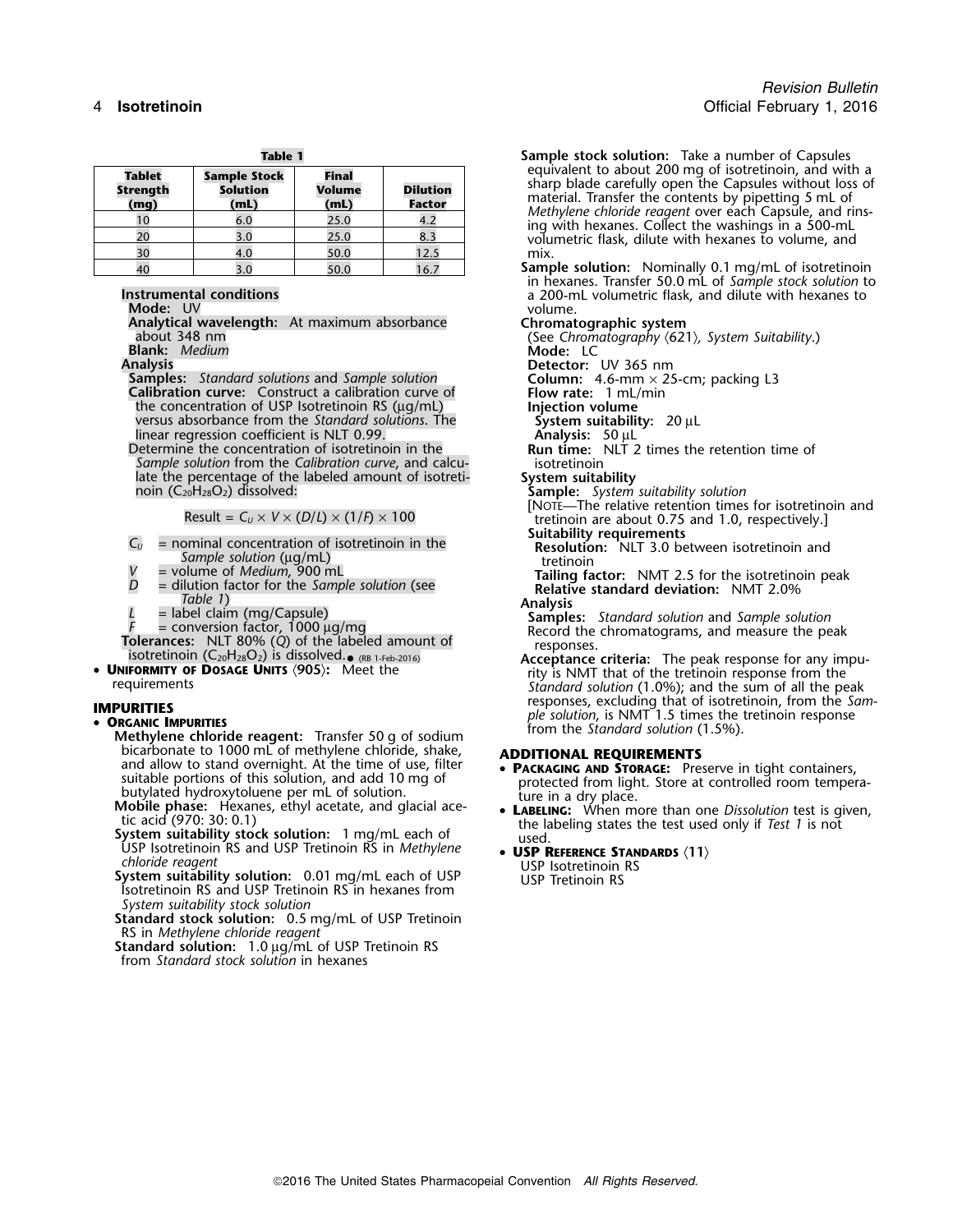**Table 1**

| Tablet Strength (mg) | Sample Stock Solution (mL) | Final Volume (mL) | Dilution Factor |
|---|---|---|---|
| 10 | 6.0 | 25.0 | 4.2 |
| 20 | 3.0 | 25.0 | 8.3 |
| 30 | 4.0 | 50.0 | 12.5 |
| 40 | 3.0 | 50.0 | 16.7 |

**Instrumental conditions**

**Mode:** UV

**Analytical wavelength:** At maximum absorbance about 348 nm

**Blank:** *Medium*

**Analysis**

**Samples:** *Standard solutions* and *Sample solution*

**Calibration curve:** Construct a calibration curve of the concentration of USP Isotretinoin RS (µg/mL) versus absorbance from the *Standard solutions*. The linear regression coefficient is NLT 0.99.

Determine the concentration of isotretinoin in the *Sample solution* from the *Calibration curve*, and calculate the percentage of the labeled amount of isotretinoin ($C_{20}H_{28}O_2$) dissolved:

$$\text{Result} = C_U \times V \times (D/L) \times (1/F) \times 100$$

$C_U$ = nominal concentration of isotretinoin in the *Sample solution* (µg/mL)

$V$ = volume of *Medium*, 900 mL

$D$ = dilution factor for the *Sample solution* (see *Table 1*)

$L$ = label claim (mg/Capsule)

$F$ = conversion factor, 1000 µg/mg

**Tolerances:** NLT 80% ($Q$) of the labeled amount of isotretinoin ($C_{20}H_{28}O_2$) is dissolved.● (RB 1-Feb-2016)

- **Uniformity of Dosage Units** ⟨905⟩**:** Meet the requirements

## IMPURITIES

- **Organic Impurities**

**Methylene chloride reagent:** Transfer 50 g of sodium bicarbonate to 1000 mL of methylene chloride, shake, and allow to stand overnight. At the time of use, filter suitable portions of this solution, and add 10 mg of butylated hydroxytoluene per mL of solution.

**Mobile phase:** Hexanes, ethyl acetate, and glacial acetic acid (970: 30: 0.1)

**System suitability stock solution:** 1 mg/mL each of USP Isotretinoin RS and USP Tretinoin RS in *Methylene chloride reagent*

**System suitability solution:** 0.01 mg/mL each of USP Isotretinoin RS and USP Tretinoin RS in hexanes from *System suitability stock solution*

**Standard stock solution:** 0.5 mg/mL of USP Tretinoin RS in *Methylene chloride reagent*

**Standard solution:** 1.0 µg/mL of USP Tretinoin RS from *Standard stock solution* in hexanes

**Sample stock solution:** Take a number of Capsules equivalent to about 200 mg of isotretinoin, and with a sharp blade carefully open the Capsules without loss of material. Transfer the contents by pipetting 5 mL of *Methylene chloride reagent* over each Capsule, and rinsing with hexanes. Collect the washings in a 500-mL volumetric flask, dilute with hexanes to volume, and mix.

**Sample solution:** Nominally 0.1 mg/mL of isotretinoin in hexanes. Transfer 50.0 mL of *Sample stock solution* to a 200-mL volumetric flask, and dilute with hexanes to volume.

**Chromatographic system**

(See *Chromatography* ⟨621⟩*, System Suitability*.)

**Mode:** LC

**Detector:** UV 365 nm

**Column:** 4.6-mm × 25-cm; packing L3

**Flow rate:** 1 mL/min

**Injection volume**

**System suitability:** 20 µL

**Analysis:** 50 µL

**Run time:** NLT 2 times the retention time of isotretinoin

**System suitability**

**Sample:** *System suitability solution*

[Note—The relative retention times for isotretinoin and tretinoin are about 0.75 and 1.0, respectively.]

**Suitability requirements**

**Resolution:** NLT 3.0 between isotretinoin and tretinoin

**Tailing factor:** NMT 2.5 for the isotretinoin peak

**Relative standard deviation:** NMT 2.0%

**Analysis**

**Samples:** *Standard solution* and *Sample solution*

Record the chromatograms, and measure the peak responses.

**Acceptance criteria:** The peak response for any impurity is NMT that of the tretinoin response from the *Standard solution* (1.0%); and the sum of all the peak responses, excluding that of isotretinoin, from the *Sample solution*, is NMT 1.5 times the tretinoin response from the *Standard solution* (1.5%).

## ADDITIONAL REQUIREMENTS

- **Packaging and Storage:** Preserve in tight containers, protected from light. Store at controlled room temperature in a dry place.
- **Labeling:** When more than one *Dissolution* test is given, the labeling states the test used only if *Test 1* is not used.
- **USP Reference Standards** ⟨11⟩
  - USP Isotretinoin RS
  - USP Tretinoin RS